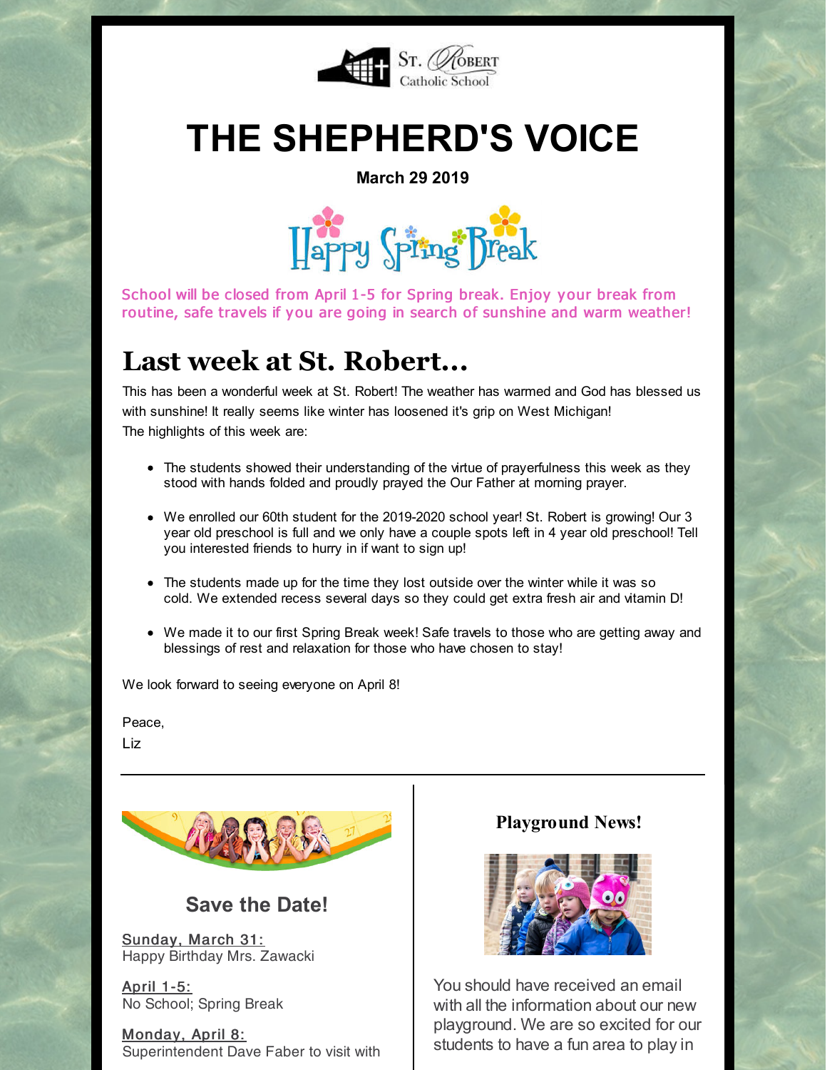St. Robert Catholic School

# THE SHEPHERD'S VOICE

**March 29 2019**

Happy Spring Break

School will be closed from April 1-5 for Spring break. Enjoy your break from routine, safe travels if you are going in search of sunshine and warm weather!

## Last week at St. Robert...

This has been a wonderful week at St. Robert! The weather has warmed and God has blessed us with sunshine! It really seems like winter has loosened it's grip on West Michigan!
The highlights of this week are:

- The students showed their understanding of the virtue of prayerfulness this week as they stood with hands folded and proudly prayed the Our Father at morning prayer.
- We enrolled our 60th student for the 2019-2020 school year! St. Robert is growing! Our 3 year old preschool is full and we only have a couple spots left in 4 year old preschool! Tell you interested friends to hurry in if want to sign up!
- The students made up for the time they lost outside over the winter while it was so cold. We extended recess several days so they could get extra fresh air and vitamin D!
- We made it to our first Spring Break week! Safe travels to those who are getting away and blessings of rest and relaxation for those who have chosen to stay!

We look forward to seeing everyone on April 8!

Peace,
Liz

---

### Save the Date!

Sunday, March 31:
Happy Birthday Mrs. Zawacki

April 1-5:
No School; Spring Break

Monday, April 8:
Superintendent Dave Faber to visit with

### Playground News!

You should have received an email with all the information about our new playground. We are so excited for our students to have a fun area to play in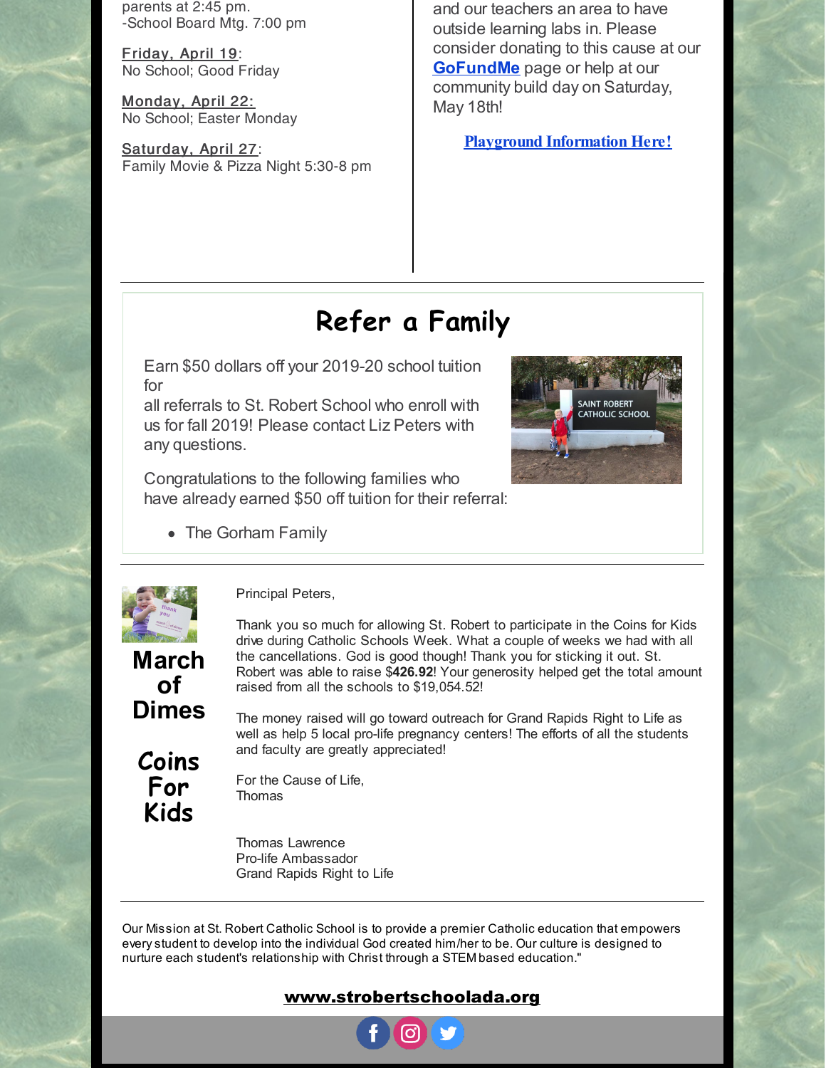parents at 2:45 pm.
-School Board Mtg. 7:00 pm

**Friday, April 19**:
No School; Good Friday

**Monday, April 22:**
No School; Easter Monday

**Saturday, April 27**:
Family Movie & Pizza Night 5:30-8 pm

and our teachers an area to have outside learning labs in. Please consider donating to this cause at our **GoFundMe** page or help at our community build day on Saturday, May 18th!

**Playground Information Here!**

# Refer a Family

Earn $50 dollars off your 2019-20 school tuition for
all referrals to St. Robert School who enroll with us for fall 2019! Please contact Liz Peters with any questions.

Congratulations to the following families who have already earned $50 off tuition for their referral:

- The Gorham Family

## March of Dimes

## Coins For Kids

Principal Peters,

Thank you so much for allowing St. Robert to participate in the Coins for Kids drive during Catholic Schools Week. What a couple of weeks we had with all the cancellations. God is good though! Thank you for sticking it out. St. Robert was able to raise $**426.92**! Your generosity helped get the total amount raised from all the schools to $19,054.52!

The money raised will go toward outreach for Grand Rapids Right to Life as well as help 5 local pro-life pregnancy centers! The efforts of all the students and faculty are greatly appreciated!

For the Cause of Life,
Thomas

Thomas Lawrence
Pro-life Ambassador
Grand Rapids Right to Life

Our Mission at St. Robert Catholic School is to provide a premier Catholic education that empowers every student to develop into the individual God created him/her to be. Our culture is designed to nurture each student's relationship with Christ through a STEM based education."

**www.strobertschoolada.org**